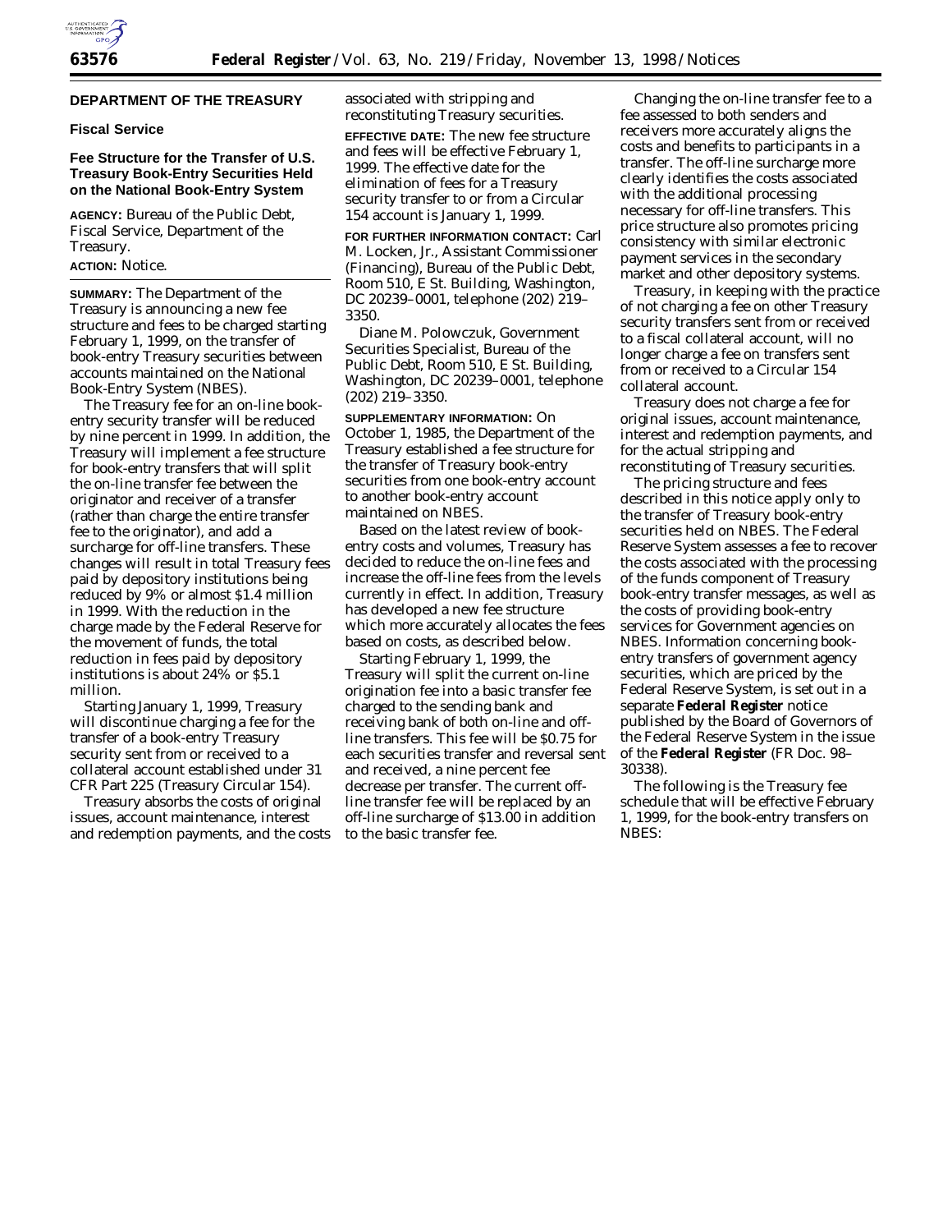## DEPARTMENT OF THE TREASURY

### Fiscal Service

### Fee Structure for the Transfer of U.S. Treasury Book-Entry Securities Held on the National Book-Entry System

**AGENCY:** Bureau of the Public Debt, Fiscal Service, Department of the Treasury.

**ACTION:** Notice.

**SUMMARY:** The Department of the Treasury is announcing a new fee structure and fees to be charged starting February 1, 1999, on the transfer of book-entry Treasury securities between accounts maintained on the National Book-Entry System (NBES).

The Treasury fee for an on-line book-entry security transfer will be reduced by nine percent in 1999. In addition, the Treasury will implement a fee structure for book-entry transfers that will split the on-line transfer fee between the originator and receiver of a transfer (rather than charge the entire transfer fee to the originator), and add a surcharge for off-line transfers. These changes will result in total Treasury fees paid by depository institutions being reduced by 9% or almost $1.4 million in 1999. With the reduction in the charge made by the Federal Reserve for the movement of funds, the total reduction in fees paid by depository institutions is about 24% or $5.1 million.

Starting January 1, 1999, Treasury will discontinue charging a fee for the transfer of a book-entry Treasury security sent from or received to a collateral account established under 31 CFR Part 225 (Treasury Circular 154).

Treasury absorbs the costs of original issues, account maintenance, interest and redemption payments, and the costs associated with stripping and reconstituting Treasury securities.

**EFFECTIVE DATE:** The new fee structure and fees will be effective February 1, 1999. The effective date for the elimination of fees for a Treasury security transfer to or from a Circular 154 account is January 1, 1999.

**FOR FURTHER INFORMATION CONTACT:** Carl M. Locken, Jr., Assistant Commissioner (Financing), Bureau of the Public Debt, Room 510, E St. Building, Washington, DC 20239–0001, telephone (202) 219–3350.

Diane M. Polowczuk, Government Securities Specialist, Bureau of the Public Debt, Room 510, E St. Building, Washington, DC 20239–0001, telephone (202) 219–3350.

**SUPPLEMENTARY INFORMATION:** On October 1, 1985, the Department of the Treasury established a fee structure for the transfer of Treasury book-entry securities from one book-entry account to another book-entry account maintained on NBES.

Based on the latest review of book-entry costs and volumes, Treasury has decided to reduce the on-line fees and increase the off-line fees from the levels currently in effect. In addition, Treasury has developed a new fee structure which more accurately allocates the fees based on costs, as described below.

Starting February 1, 1999, the Treasury will split the current on-line origination fee into a basic transfer fee charged to the sending bank and receiving bank of both on-line and off-line transfers. This fee will be $0.75 for each securities transfer and reversal sent and received, a nine percent fee decrease per transfer. The current off-line transfer fee will be replaced by an off-line surcharge of $13.00 in addition to the basic transfer fee.

Changing the on-line transfer fee to a fee assessed to both senders and receivers more accurately aligns the costs and benefits to participants in a transfer. The off-line surcharge more clearly identifies the costs associated with the additional processing necessary for off-line transfers. This price structure also promotes pricing consistency with similar electronic payment services in the secondary market and other depository systems.

Treasury, in keeping with the practice of not charging a fee on other Treasury security transfers sent from or received to a fiscal collateral account, will no longer charge a fee on transfers sent from or received to a Circular 154 collateral account.

Treasury does not charge a fee for original issues, account maintenance, interest and redemption payments, and for the actual stripping and reconstituting of Treasury securities.

The pricing structure and fees described in this notice apply only to the transfer of Treasury book-entry securities held on NBES. The Federal Reserve System assesses a fee to recover the costs associated with the processing of the funds component of Treasury book-entry transfer messages, as well as the costs of providing book-entry services for Government agencies on NBES. Information concerning book-entry transfers of government agency securities, which are priced by the Federal Reserve System, is set out in a separate **Federal Register** notice published by the Board of Governors of the Federal Reserve System in the issue of the **Federal Register** (FR Doc. 98–30338).

The following is the Treasury fee schedule that will be effective February 1, 1999, for the book-entry transfers on NBES: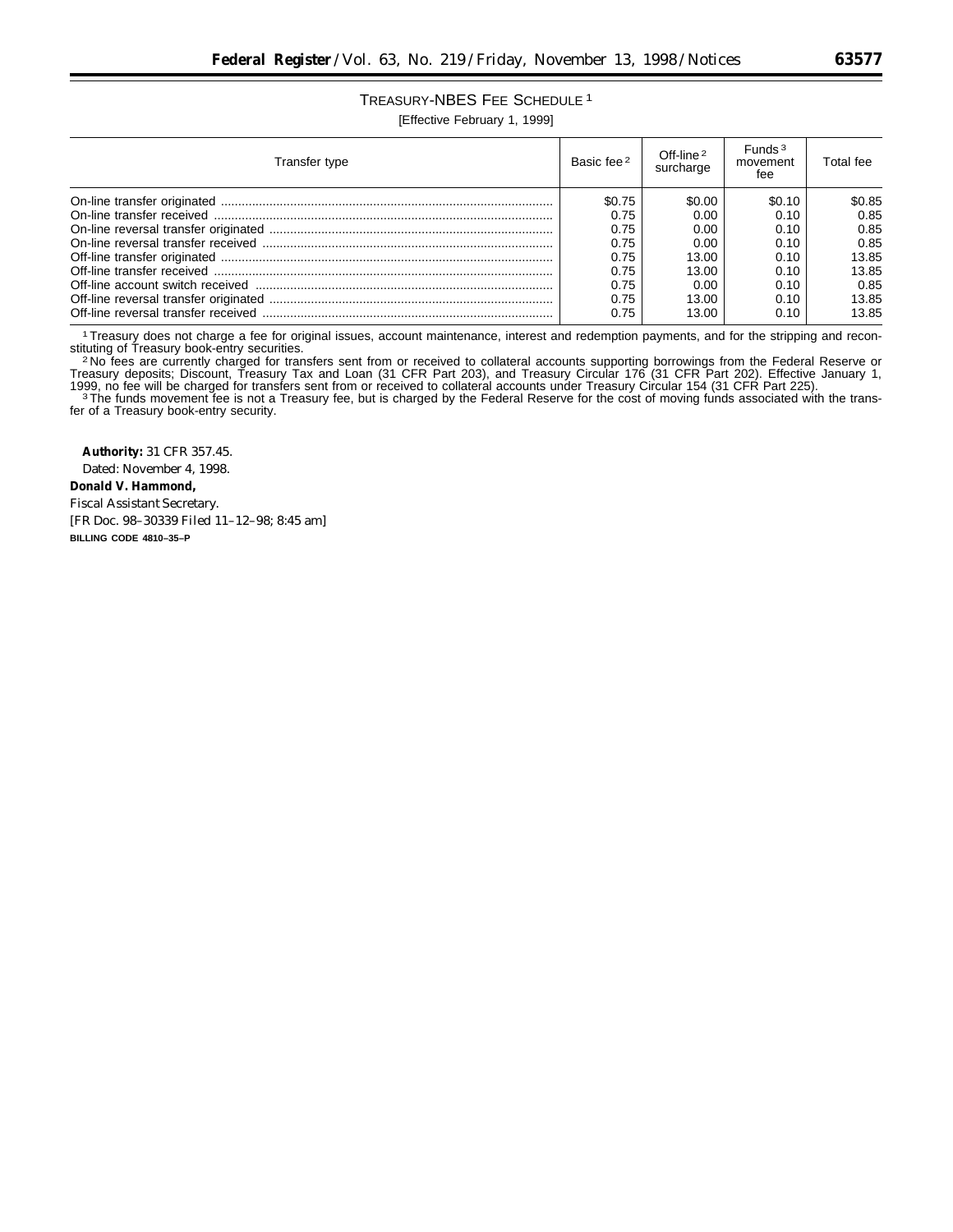## TREASURY-NBES FEE SCHEDULE[1]

[Effective February 1, 1999]

| Transfer type | Basic fee[2] | Off-line[2] surcharge | Funds[3] movement fee | Total fee |
|---|---|---|---|---|
| On-line transfer originated | $0.75 | $0.00 | $0.10 | $0.85 |
| On-line transfer received | 0.75 | 0.00 | 0.10 | 0.85 |
| On-line reversal transfer originated | 0.75 | 0.00 | 0.10 | 0.85 |
| On-line reversal transfer received | 0.75 | 0.00 | 0.10 | 0.85 |
| Off-line transfer originated | 0.75 | 13.00 | 0.10 | 13.85 |
| Off-line transfer received | 0.75 | 13.00 | 0.10 | 13.85 |
| Off-line account switch received | 0.75 | 0.00 | 0.10 | 0.85 |
| Off-line reversal transfer originated | 0.75 | 13.00 | 0.10 | 13.85 |
| Off-line reversal transfer received | 0.75 | 13.00 | 0.10 | 13.85 |

[1] Treasury does not charge a fee for original issues, account maintenance, interest and redemption payments, and for the stripping and reconstituting of Treasury book-entry securities.

[2] No fees are currently charged for transfers sent from or received to collateral accounts supporting borrowings from the Federal Reserve or Treasury deposits; Discount, Treasury Tax and Loan (31 CFR Part 203), and Treasury Circular 176 (31 CFR Part 202). Effective January 1, 1999, no fee will be charged for transfers sent from or received to collateral accounts under Treasury Circular 154 (31 CFR Part 225).

[3] The funds movement fee is not a Treasury fee, but is charged by the Federal Reserve for the cost of moving funds associated with the transfer of a Treasury book-entry security.

**Authority:** 31 CFR 357.45.

Dated: November 4, 1998.

**Donald V. Hammond,**

*Fiscal Assistant Secretary.*

[FR Doc. 98–30339 Filed 11–12–98; 8:45 am]

**BILLING CODE 4810–35–P**